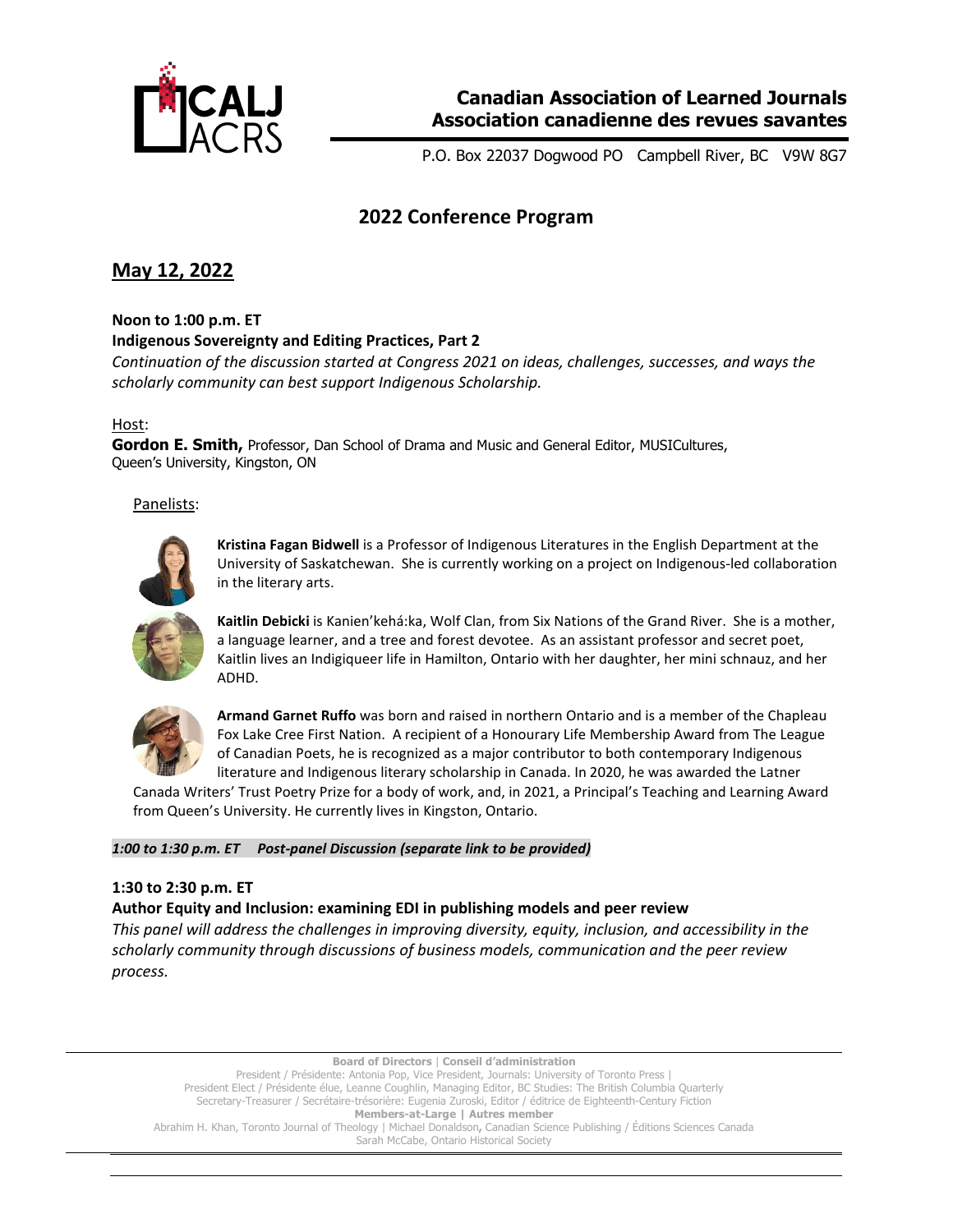**Canadian Association of Learned Journals**
**Association canadienne des revues savantes**

P.O. Box 22037 Dogwood PO Campbell River, BC V9W 8G7

# 2022 Conference Program

## May 12, 2022

**Noon to 1:00 p.m. ET**
**Indigenous Sovereignty and Editing Practices, Part 2**
*Continuation of the discussion started at Congress 2021 on ideas, challenges, successes, and ways the scholarly community can best support Indigenous Scholarship.*

Host:
**Gordon E. Smith,** Professor, Dan School of Drama and Music and General Editor, MUSICultures, Queen's University, Kingston, ON

Panelists:

**Kristina Fagan Bidwell** is a Professor of Indigenous Literatures in the English Department at the University of Saskatchewan. She is currently working on a project on Indigenous-led collaboration in the literary arts.

**Kaitlin Debicki** is Kanien'kehá:ka, Wolf Clan, from Six Nations of the Grand River. She is a mother, a language learner, and a tree and forest devotee. As an assistant professor and secret poet, Kaitlin lives an Indigiqueer life in Hamilton, Ontario with her daughter, her mini schnauz, and her ADHD.

**Armand Garnet Ruffo** was born and raised in northern Ontario and is a member of the Chapleau Fox Lake Cree First Nation. A recipient of a Honourary Life Membership Award from The League of Canadian Poets, he is recognized as a major contributor to both contemporary Indigenous literature and Indigenous literary scholarship in Canada. In 2020, he was awarded the Latner Canada Writers' Trust Poetry Prize for a body of work, and, in 2021, a Principal's Teaching and Learning Award from Queen's University. He currently lives in Kingston, Ontario.

***1:00 to 1:30 p.m. ET Post-panel Discussion (separate link to be provided)***

**1:30 to 2:30 p.m. ET**
**Author Equity and Inclusion: examining EDI in publishing models and peer review**
*This panel will address the challenges in improving diversity, equity, inclusion, and accessibility in the scholarly community through discussions of business models, communication and the peer review process.*

**Board of Directors** | **Conseil d'administration**
President / Présidente: Antonia Pop, Vice President, Journals: University of Toronto Press |
President Elect / Présidente élue, Leanne Coughlin, Managing Editor, BC Studies: The British Columbia Quarterly
Secretary-Treasurer / Secrétaire-trésorière: Eugenia Zuroski, Editor / éditrice de Eighteenth-Century Fiction
**Members-at-Large | Autres member**
Abrahim H. Khan, Toronto Journal of Theology | Michael Donaldson, Canadian Science Publishing / Éditions Sciences Canada
Sarah McCabe, Ontario Historical Society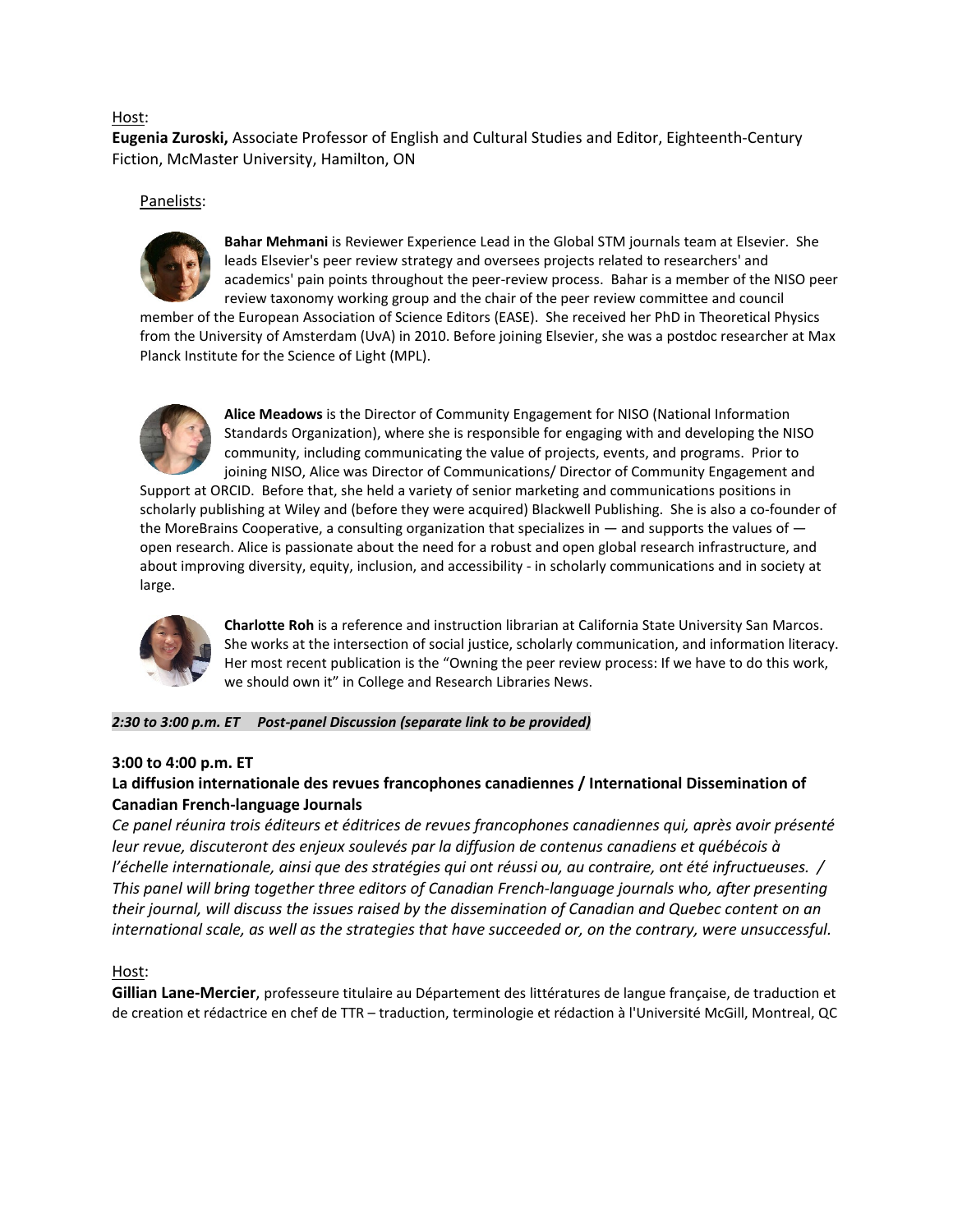Host:

**Eugenia Zuroski,** Associate Professor of English and Cultural Studies and Editor, Eighteenth-Century Fiction, McMaster University, Hamilton, ON

Panelists:

**Bahar Mehmani** is Reviewer Experience Lead in the Global STM journals team at Elsevier. She leads Elsevier's peer review strategy and oversees projects related to researchers' and academics' pain points throughout the peer-review process. Bahar is a member of the NISO peer review taxonomy working group and the chair of the peer review committee and council member of the European Association of Science Editors (EASE). She received her PhD in Theoretical Physics from the University of Amsterdam (UvA) in 2010. Before joining Elsevier, she was a postdoc researcher at Max Planck Institute for the Science of Light (MPL).

**Alice Meadows** is the Director of Community Engagement for NISO (National Information Standards Organization), where she is responsible for engaging with and developing the NISO community, including communicating the value of projects, events, and programs. Prior to joining NISO, Alice was Director of Communications/ Director of Community Engagement and Support at ORCID. Before that, she held a variety of senior marketing and communications positions in scholarly publishing at Wiley and (before they were acquired) Blackwell Publishing. She is also a co-founder of the MoreBrains Cooperative, a consulting organization that specializes in — and supports the values of — open research. Alice is passionate about the need for a robust and open global research infrastructure, and about improving diversity, equity, inclusion, and accessibility - in scholarly communications and in society at large.

**Charlotte Roh** is a reference and instruction librarian at California State University San Marcos. She works at the intersection of social justice, scholarly communication, and information literacy. Her most recent publication is the "Owning the peer review process: If we have to do this work, we should own it" in College and Research Libraries News.

***2:30 to 3:00 p.m. ET Post-panel Discussion (separate link to be provided)***

**3:00 to 4:00 p.m. ET**

**La diffusion internationale des revues francophones canadiennes / International Dissemination of Canadian French-language Journals**

*Ce panel réunira trois éditeurs et éditrices de revues francophones canadiennes qui, après avoir présenté leur revue, discuteront des enjeux soulevés par la diffusion de contenus canadiens et québécois à l'échelle internationale, ainsi que des stratégies qui ont réussi ou, au contraire, ont été infructueuses. / This panel will bring together three editors of Canadian French-language journals who, after presenting their journal, will discuss the issues raised by the dissemination of Canadian and Quebec content on an international scale, as well as the strategies that have succeeded or, on the contrary, were unsuccessful.*

Host:

**Gillian Lane-Mercier**, professeure titulaire au Département des littératures de langue française, de traduction et de creation et rédactrice en chef de TTR – traduction, terminologie et rédaction à l'Université McGill, Montreal, QC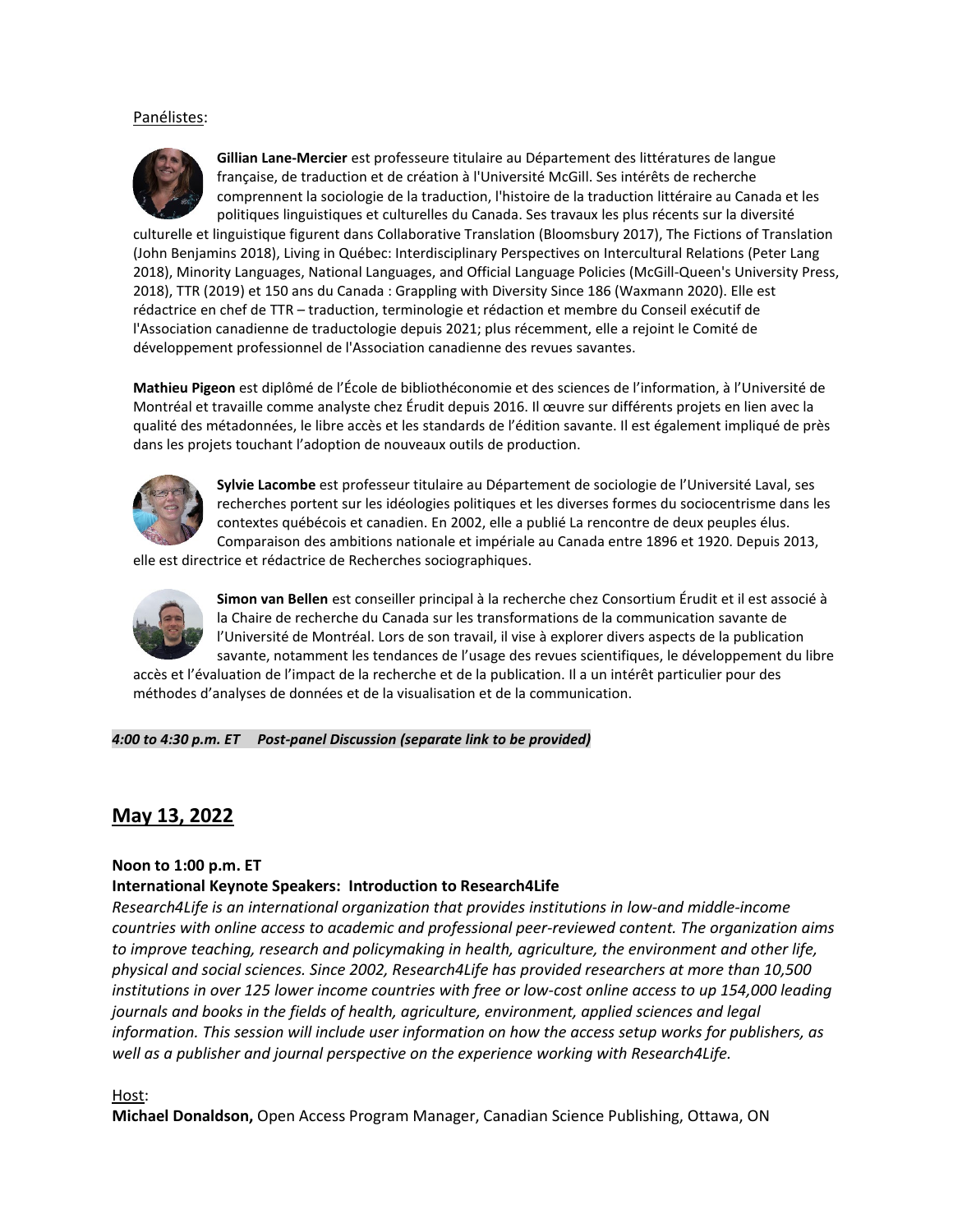Panélistes:

**Gillian Lane-Mercier** est professeure titulaire au Département des littératures de langue française, de traduction et de création à l'Université McGill. Ses intérêts de recherche comprennent la sociologie de la traduction, l'histoire de la traduction littéraire au Canada et les politiques linguistiques et culturelles du Canada. Ses travaux les plus récents sur la diversité culturelle et linguistique figurent dans Collaborative Translation (Bloomsbury 2017), The Fictions of Translation (John Benjamins 2018), Living in Québec: Interdisciplinary Perspectives on Intercultural Relations (Peter Lang 2018), Minority Languages, National Languages, and Official Language Policies (McGill-Queen's University Press, 2018), TTR (2019) et 150 ans du Canada : Grappling with Diversity Since 186 (Waxmann 2020). Elle est rédactrice en chef de TTR – traduction, terminologie et rédaction et membre du Conseil exécutif de l'Association canadienne de traductologie depuis 2021; plus récemment, elle a rejoint le Comité de développement professionnel de l'Association canadienne des revues savantes.

**Mathieu Pigeon** est diplômé de l'École de bibliothéconomie et des sciences de l'information, à l'Université de Montréal et travaille comme analyste chez Érudit depuis 2016. Il œuvre sur différents projets en lien avec la qualité des métadonnées, le libre accès et les standards de l'édition savante. Il est également impliqué de près dans les projets touchant l'adoption de nouveaux outils de production.

**Sylvie Lacombe** est professeur titulaire au Département de sociologie de l'Université Laval, ses recherches portent sur les idéologies politiques et les diverses formes du sociocentrisme dans les contextes québécois et canadien. En 2002, elle a publié La rencontre de deux peuples élus. Comparaison des ambitions nationale et impériale au Canada entre 1896 et 1920. Depuis 2013, elle est directrice et rédactrice de Recherches sociographiques.

**Simon van Bellen** est conseiller principal à la recherche chez Consortium Érudit et il est associé à la Chaire de recherche du Canada sur les transformations de la communication savante de l'Université de Montréal. Lors de son travail, il vise à explorer divers aspects de la publication savante, notamment les tendances de l'usage des revues scientifiques, le développement du libre accès et l'évaluation de l'impact de la recherche et de la publication. Il a un intérêt particulier pour des méthodes d'analyses de données et de la visualisation et de la communication.

***4:00 to 4:30 p.m. ET Post-panel Discussion (separate link to be provided)***

## May 13, 2022

**Noon to 1:00 p.m. ET**
**International Keynote Speakers: Introduction to Research4Life**

*Research4Life is an international organization that provides institutions in low-and middle-income countries with online access to academic and professional peer-reviewed content. The organization aims to improve teaching, research and policymaking in health, agriculture, the environment and other life, physical and social sciences. Since 2002, Research4Life has provided researchers at more than 10,500 institutions in over 125 lower income countries with free or low-cost online access to up 154,000 leading journals and books in the fields of health, agriculture, environment, applied sciences and legal information. This session will include user information on how the access setup works for publishers, as well as a publisher and journal perspective on the experience working with Research4Life.*

Host:
**Michael Donaldson,** Open Access Program Manager, Canadian Science Publishing, Ottawa, ON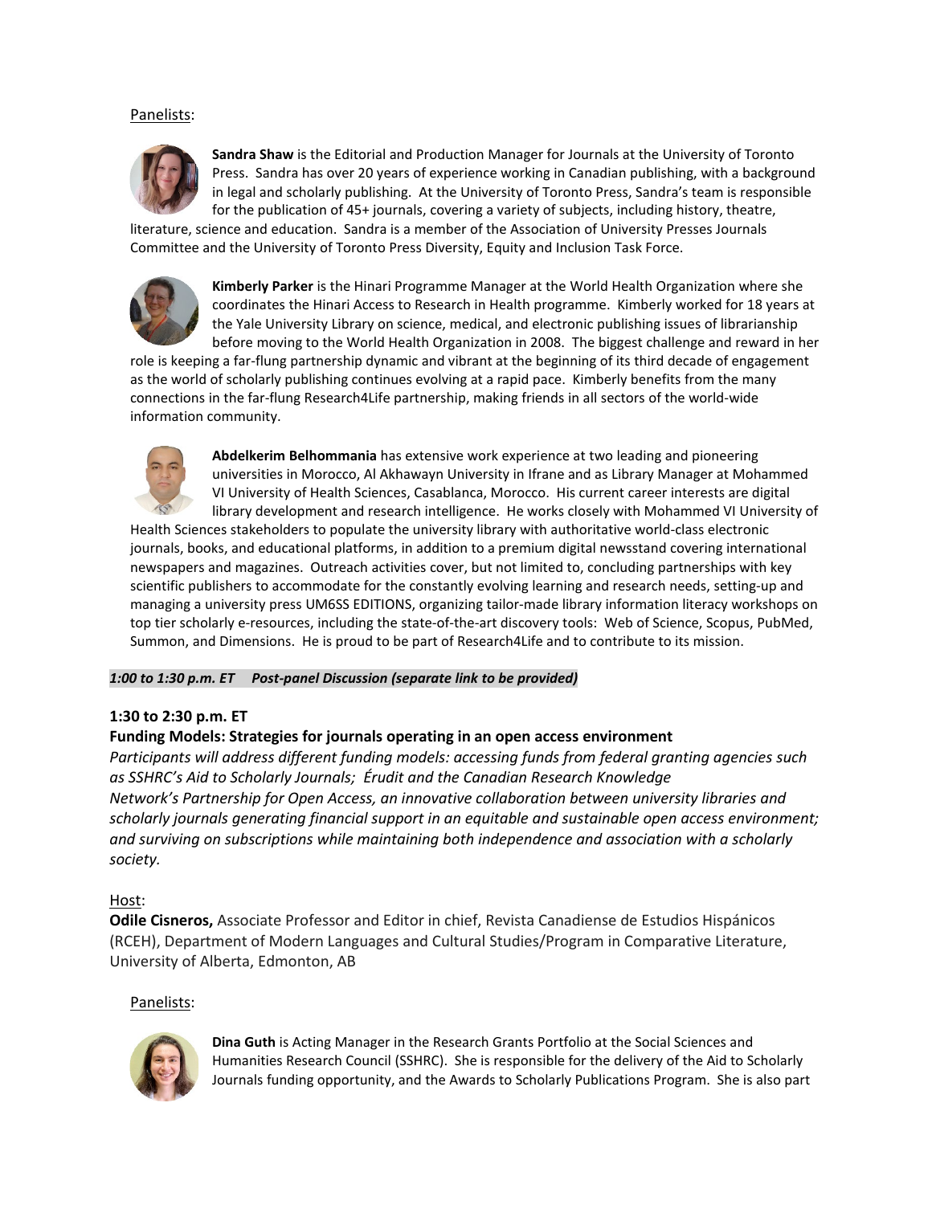Panelists:

**Sandra Shaw** is the Editorial and Production Manager for Journals at the University of Toronto Press. Sandra has over 20 years of experience working in Canadian publishing, with a background in legal and scholarly publishing. At the University of Toronto Press, Sandra's team is responsible for the publication of 45+ journals, covering a variety of subjects, including history, theatre, literature, science and education. Sandra is a member of the Association of University Presses Journals Committee and the University of Toronto Press Diversity, Equity and Inclusion Task Force.

**Kimberly Parker** is the Hinari Programme Manager at the World Health Organization where she coordinates the Hinari Access to Research in Health programme. Kimberly worked for 18 years at the Yale University Library on science, medical, and electronic publishing issues of librarianship before moving to the World Health Organization in 2008. The biggest challenge and reward in her role is keeping a far-flung partnership dynamic and vibrant at the beginning of its third decade of engagement as the world of scholarly publishing continues evolving at a rapid pace. Kimberly benefits from the many connections in the far-flung Research4Life partnership, making friends in all sectors of the world-wide information community.

**Abdelkerim Belhommania** has extensive work experience at two leading and pioneering universities in Morocco, Al Akhawayn University in Ifrane and as Library Manager at Mohammed VI University of Health Sciences, Casablanca, Morocco. His current career interests are digital library development and research intelligence. He works closely with Mohammed VI University of Health Sciences stakeholders to populate the university library with authoritative world-class electronic journals, books, and educational platforms, in addition to a premium digital newsstand covering international newspapers and magazines. Outreach activities cover, but not limited to, concluding partnerships with key scientific publishers to accommodate for the constantly evolving learning and research needs, setting-up and managing a university press UM6SS EDITIONS, organizing tailor-made library information literacy workshops on top tier scholarly e-resources, including the state-of-the-art discovery tools: Web of Science, Scopus, PubMed, Summon, and Dimensions. He is proud to be part of Research4Life and to contribute to its mission.

***1:00 to 1:30 p.m. ET Post-panel Discussion (separate link to be provided)***

**1:30 to 2:30 p.m. ET**

**Funding Models: Strategies for journals operating in an open access environment**

*Participants will address different funding models: accessing funds from federal granting agencies such as SSHRC's Aid to Scholarly Journals; Érudit and the Canadian Research Knowledge Network's Partnership for Open Access, an innovative collaboration between university libraries and scholarly journals generating financial support in an equitable and sustainable open access environment; and surviving on subscriptions while maintaining both independence and association with a scholarly society.*

Host:

**Odile Cisneros,** Associate Professor and Editor in chief, Revista Canadiense de Estudios Hispánicos (RCEH), Department of Modern Languages and Cultural Studies/Program in Comparative Literature, University of Alberta, Edmonton, AB

Panelists:

**Dina Guth** is Acting Manager in the Research Grants Portfolio at the Social Sciences and Humanities Research Council (SSHRC). She is responsible for the delivery of the Aid to Scholarly Journals funding opportunity, and the Awards to Scholarly Publications Program. She is also part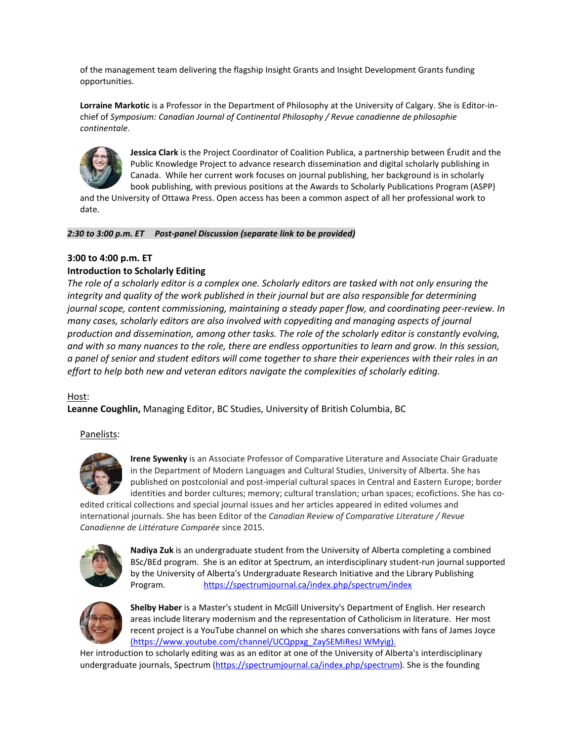of the management team delivering the flagship Insight Grants and Insight Development Grants funding opportunities.

**Lorraine Markotic** is a Professor in the Department of Philosophy at the University of Calgary. She is Editor-in-chief of *Symposium: Canadian Journal of Continental Philosophy / Revue canadienne de philosophie continentale*.

**Jessica Clark** is the Project Coordinator of Coalition Publica, a partnership between Érudit and the Public Knowledge Project to advance research dissemination and digital scholarly publishing in Canada. While her current work focuses on journal publishing, her background is in scholarly book publishing, with previous positions at the Awards to Scholarly Publications Program (ASPP) and the University of Ottawa Press. Open access has been a common aspect of all her professional work to date.

***2:30 to 3:00 p.m. ET Post-panel Discussion (separate link to be provided)***

**3:00 to 4:00 p.m. ET**

**Introduction to Scholarly Editing**

*The role of a scholarly editor is a complex one. Scholarly editors are tasked with not only ensuring the integrity and quality of the work published in their journal but are also responsible for determining journal scope, content commissioning, maintaining a steady paper flow, and coordinating peer-review. In many cases, scholarly editors are also involved with copyediting and managing aspects of journal production and dissemination, among other tasks. The role of the scholarly editor is constantly evolving, and with so many nuances to the role, there are endless opportunities to learn and grow. In this session, a panel of senior and student editors will come together to share their experiences with their roles in an effort to help both new and veteran editors navigate the complexities of scholarly editing.*

Host:

**Leanne Coughlin,** Managing Editor, BC Studies, University of British Columbia, BC

Panelists:

**Irene Sywenky** is an Associate Professor of Comparative Literature and Associate Chair Graduate in the Department of Modern Languages and Cultural Studies, University of Alberta. She has published on postcolonial and post-imperial cultural spaces in Central and Eastern Europe; border identities and border cultures; memory; cultural translation; urban spaces; ecofictions. She has co-edited critical collections and special journal issues and her articles appeared in edited volumes and international journals. She has been Editor of the *Canadian Review of Comparative Literature / Revue Canadienne de Littérature Comparée* since 2015.

**Nadiya Zuk** is an undergraduate student from the University of Alberta completing a combined BSc/BEd program. She is an editor at Spectrum, an interdisciplinary student-run journal supported by the University of Alberta's Undergraduate Research Initiative and the Library Publishing Program. https://spectrumjournal.ca/index.php/spectrum/index

**Shelby Haber** is a Master's student in McGill University's Department of English. Her research areas include literary modernism and the representation of Catholicism in literature. Her most recent project is a YouTube channel on which she shares conversations with fans of James Joyce (https://www.youtube.com/channel/UCQppxg_ZaySEMiResJ WMyig). Her introduction to scholarly editing was as an editor at one of the University of Alberta's interdisciplinary undergraduate journals, Spectrum (https://spectrumjournal.ca/index.php/spectrum). She is the founding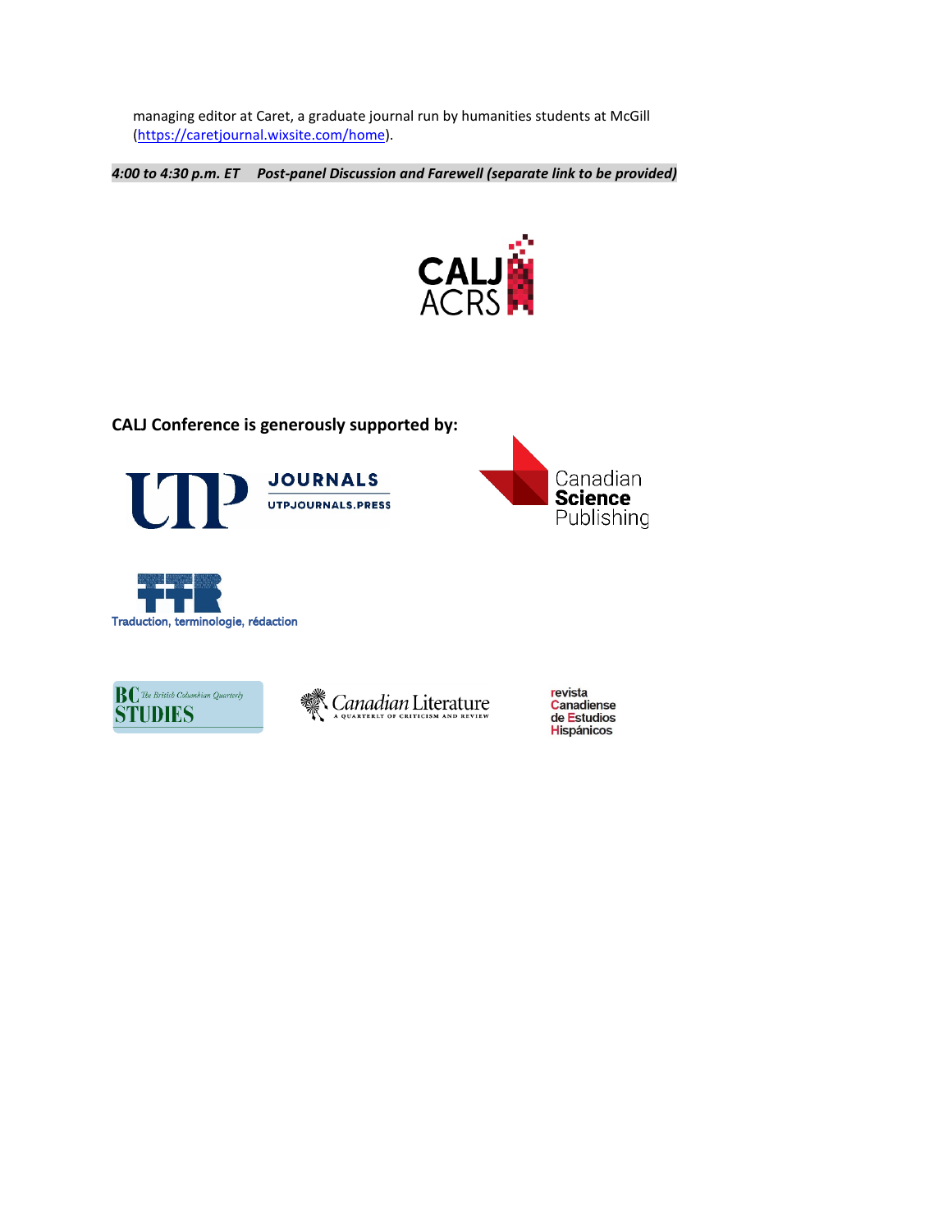managing editor at Caret, a graduate journal run by humanities students at McGill (https://caretjournal.wixsite.com/home).

***4:00 to 4:30 p.m. ET    Post-panel Discussion and Farewell (separate link to be provided)***

CALJ
ACRS

**CALJ Conference is generously supported by:**

UTP JOURNALS
UTPJOURNALS.PRESS

Canadian Science Publishing

Traduction, terminologie, rédaction

BC STUDIES The British Columbian Quarterly

Canadian Literature A QUARTERLY OF CRITICISM AND REVIEW

revista Canadiense de Estudios Hispánicos